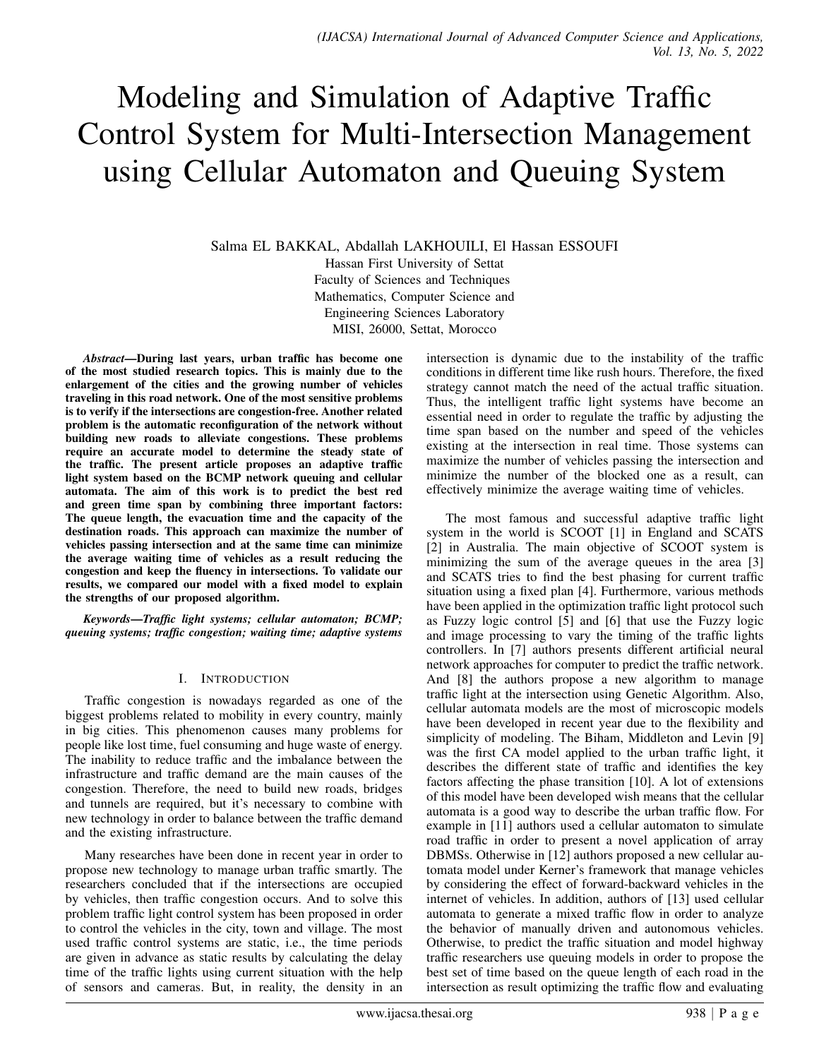# Modeling and Simulation of Adaptive Traffic Control System for Multi-Intersection Management using Cellular Automaton and Queuing System

Salma EL BAKKAL, Abdallah LAKHOUILI, El Hassan ESSOUFI
Hassan First University of Settat
Faculty of Sciences and Techniques
Mathematics, Computer Science and
Engineering Sciences Laboratory
MISI, 26000, Settat, Morocco

***Abstract*—During last years, urban traffic has become one of the most studied research topics. This is mainly due to the enlargement of the cities and the growing number of vehicles traveling in this road network. One of the most sensitive problems is to verify if the intersections are congestion-free. Another related problem is the automatic reconfiguration of the network without building new roads to alleviate congestions. These problems require an accurate model to determine the steady state of the traffic. The present article proposes an adaptive traffic light system based on the BCMP network queuing and cellular automata. The aim of this work is to predict the best red and green time span by combining three important factors: The queue length, the evacuation time and the capacity of the destination roads. This approach can maximize the number of vehicles passing intersection and at the same time can minimize the average waiting time of vehicles as a result reducing the congestion and keep the fluency in intersections. To validate our results, we compared our model with a fixed model to explain the strengths of our proposed algorithm.**

***Keywords*—*Traffic light systems; cellular automaton; BCMP; queuing systems; traffic congestion; waiting time; adaptive systems***

## I. Introduction

Traffic congestion is nowadays regarded as one of the biggest problems related to mobility in every country, mainly in big cities. This phenomenon causes many problems for people like lost time, fuel consuming and huge waste of energy. The inability to reduce traffic and the imbalance between the infrastructure and traffic demand are the main causes of the congestion. Therefore, the need to build new roads, bridges and tunnels are required, but it's necessary to combine with new technology in order to balance between the traffic demand and the existing infrastructure.

Many researches have been done in recent year in order to propose new technology to manage urban traffic smartly. The researchers concluded that if the intersections are occupied by vehicles, then traffic congestion occurs. And to solve this problem traffic light control system has been proposed in order to control the vehicles in the city, town and village. The most used traffic control systems are static, i.e., the time periods are given in advance as static results by calculating the delay time of the traffic lights using current situation with the help of sensors and cameras. But, in reality, the density in an intersection is dynamic due to the instability of the traffic conditions in different time like rush hours. Therefore, the fixed strategy cannot match the need of the actual traffic situation. Thus, the intelligent traffic light systems have become an essential need in order to regulate the traffic by adjusting the time span based on the number and speed of the vehicles existing at the intersection in real time. Those systems can maximize the number of vehicles passing the intersection and minimize the number of the blocked one as a result, can effectively minimize the average waiting time of vehicles.

The most famous and successful adaptive traffic light system in the world is SCOOT [1] in England and SCATS [2] in Australia. The main objective of SCOOT system is minimizing the sum of the average queues in the area [3] and SCATS tries to find the best phasing for current traffic situation using a fixed plan [4]. Furthermore, various methods have been applied in the optimization traffic light protocol such as Fuzzy logic control [5] and [6] that use the Fuzzy logic and image processing to vary the timing of the traffic lights controllers. In [7] authors presents different artificial neural network approaches for computer to predict the traffic network. And [8] the authors propose a new algorithm to manage traffic light at the intersection using Genetic Algorithm. Also, cellular automata models are the most of microscopic models have been developed in recent year due to the flexibility and simplicity of modeling. The Biham, Middleton and Levin [9] was the first CA model applied to the urban traffic light, it describes the different state of traffic and identifies the key factors affecting the phase transition [10]. A lot of extensions of this model have been developed wish means that the cellular automata is a good way to describe the urban traffic flow. For example in [11] authors used a cellular automaton to simulate road traffic in order to present a novel application of array DBMSs. Otherwise in [12] authors proposed a new cellular automata model under Kerner's framework that manage vehicles by considering the effect of forward-backward vehicles in the internet of vehicles. In addition, authors of [13] used cellular automata to generate a mixed traffic flow in order to analyze the behavior of manually driven and autonomous vehicles. Otherwise, to predict the traffic situation and model highway traffic researchers use queuing models in order to propose the best set of time based on the queue length of each road in the intersection as result optimizing the traffic flow and evaluating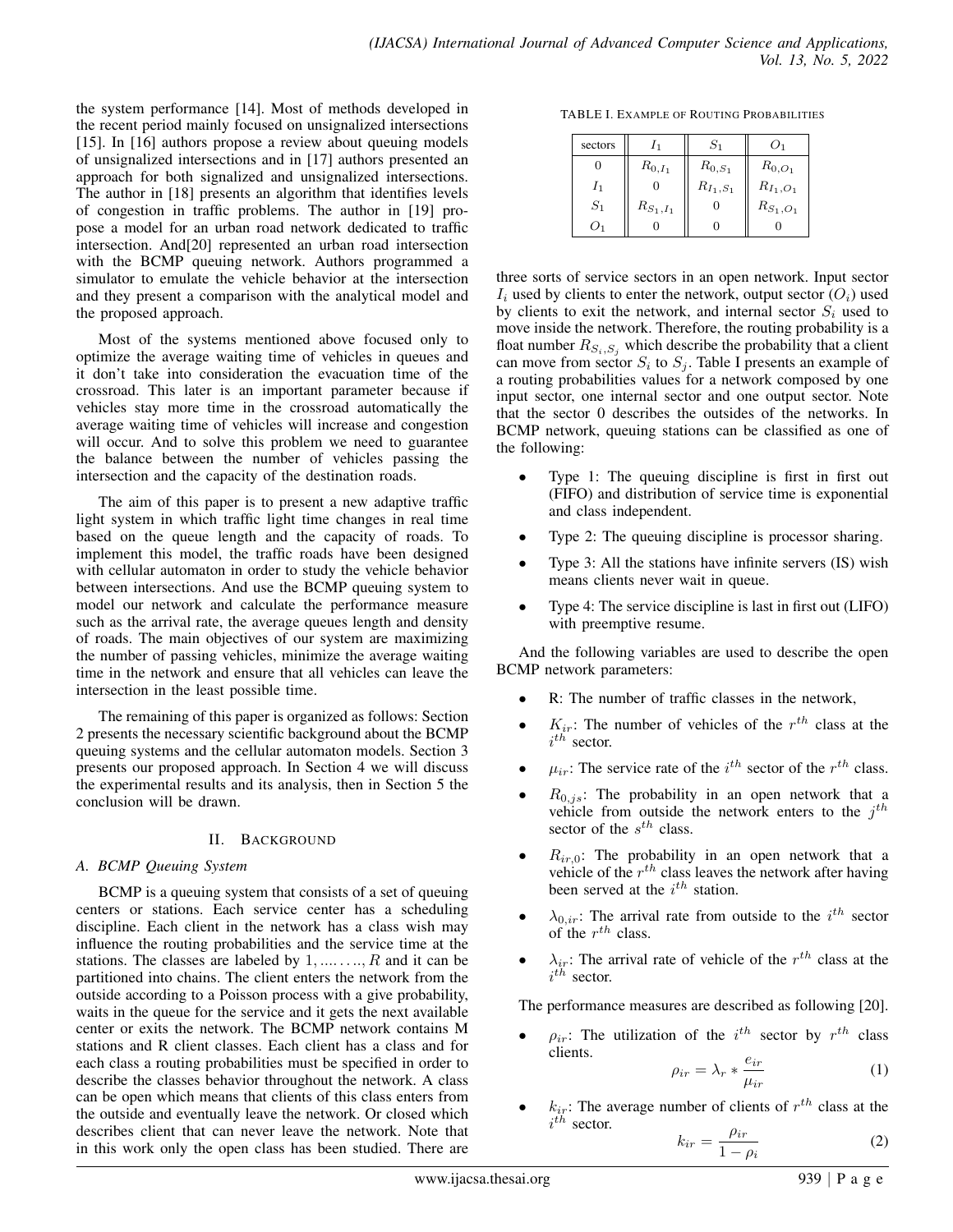the system performance [14]. Most of methods developed in the recent period mainly focused on unsignalized intersections [15]. In [16] authors propose a review about queuing models of unsignalized intersections and in [17] authors presented an approach for both signalized and unsignalized intersections. The author in [18] presents an algorithm that identifies levels of congestion in traffic problems. The author in [19] propose a model for an urban road network dedicated to traffic intersection. And[20] represented an urban road intersection with the BCMP queuing network. Authors programmed a simulator to emulate the vehicle behavior at the intersection and they present a comparison with the analytical model and the proposed approach.

Most of the systems mentioned above focused only to optimize the average waiting time of vehicles in queues and it don't take into consideration the evacuation time of the crossroad. This later is an important parameter because if vehicles stay more time in the crossroad automatically the average waiting time of vehicles will increase and congestion will occur. And to solve this problem we need to guarantee the balance between the number of vehicles passing the intersection and the capacity of the destination roads.

The aim of this paper is to present a new adaptive traffic light system in which traffic light time changes in real time based on the queue length and the capacity of roads. To implement this model, the traffic roads have been designed with cellular automaton in order to study the vehicle behavior between intersections. And use the BCMP queuing system to model our network and calculate the performance measure such as the arrival rate, the average queues length and density of roads. The main objectives of our system are maximizing the number of passing vehicles, minimize the average waiting time in the network and ensure that all vehicles can leave the intersection in the least possible time.

The remaining of this paper is organized as follows: Section 2 presents the necessary scientific background about the BCMP queuing systems and the cellular automaton models. Section 3 presents our proposed approach. In Section 4 we will discuss the experimental results and its analysis, then in Section 5 the conclusion will be drawn.

## II. Background

### A. BCMP Queuing System

BCMP is a queuing system that consists of a set of queuing centers or stations. Each service center has a scheduling discipline. Each client in the network has a class wish may influence the routing probabilities and the service time at the stations. The classes are labeled by $1, \ldots\ldots, R$ and it can be partitioned into chains. The client enters the network from the outside according to a Poisson process with a give probability, waits in the queue for the service and it gets the next available center or exits the network. The BCMP network contains M stations and R client classes. Each client has a class and for each class a routing probabilities must be specified in order to describe the classes behavior throughout the network. A class can be open which means that clients of this class enters from the outside and eventually leave the network. Or closed which describes client that can never leave the network. Note that in this work only the open class has been studied. There are three sorts of service sectors in an open network. Input sector $I_i$ used by clients to enter the network, output sector ($O_i$) used by clients to exit the network, and internal sector $S_i$ used to move inside the network. Therefore, the routing probability is a float number $R_{S_i,S_j}$ which describe the probability that a client can move from sector $S_i$ to $S_j$. Table I presents an example of a routing probabilities values for a network composed by one input sector, one internal sector and one output sector. Note that the sector 0 describes the outsides of the networks. In BCMP network, queuing stations can be classified as one of the following:

TABLE I. Example of Routing Probabilities

| sectors | $I_1$ | $S_1$ | $O_1$ |
|---|---|---|---|
| 0 | $R_{0,I_1}$ | $R_{0,S_1}$ | $R_{0,O_1}$ |
| $I_1$ | 0 | $R_{I_1,S_1}$ | $R_{I_1,O_1}$ |
| $S_1$ | $R_{S_1,I_1}$ | 0 | $R_{S_1,O_1}$ |
| $O_1$ | 0 | 0 | 0 |

- Type 1: The queuing discipline is first in first out (FIFO) and distribution of service time is exponential and class independent.
- Type 2: The queuing discipline is processor sharing.
- Type 3: All the stations have infinite servers (IS) wish means clients never wait in queue.
- Type 4: The service discipline is last in first out (LIFO) with preemptive resume.

And the following variables are used to describe the open BCMP network parameters:

- R: The number of traffic classes in the network,
- $K_{ir}$: The number of vehicles of the $r^{th}$ class at the $i^{th}$ sector.
- $\mu_{ir}$: The service rate of the $i^{th}$ sector of the $r^{th}$ class.
- $R_{0,js}$: The probability in an open network that a vehicle from outside the network enters to the $j^{th}$ sector of the $s^{th}$ class.
- $R_{ir,0}$: The probability in an open network that a vehicle of the $r^{th}$ class leaves the network after having been served at the $i^{th}$ station.
- $\lambda_{0,ir}$: The arrival rate from outside to the $i^{th}$ sector of the $r^{th}$ class.
- $\lambda_{ir}$: The arrival rate of vehicle of the $r^{th}$ class at the $i^{th}$ sector.

The performance measures are described as following [20].

- $\rho_{ir}$: The utilization of the $i^{th}$ sector by $r^{th}$ class clients.
$$\rho_{ir} = \lambda_r * \frac{e_{ir}}{\mu_{ir}} \tag{1}$$
- $k_{ir}$: The average number of clients of $r^{th}$ class at the $i^{th}$ sector.
$$k_{ir} = \frac{\rho_{ir}}{1-\rho_i} \tag{2}$$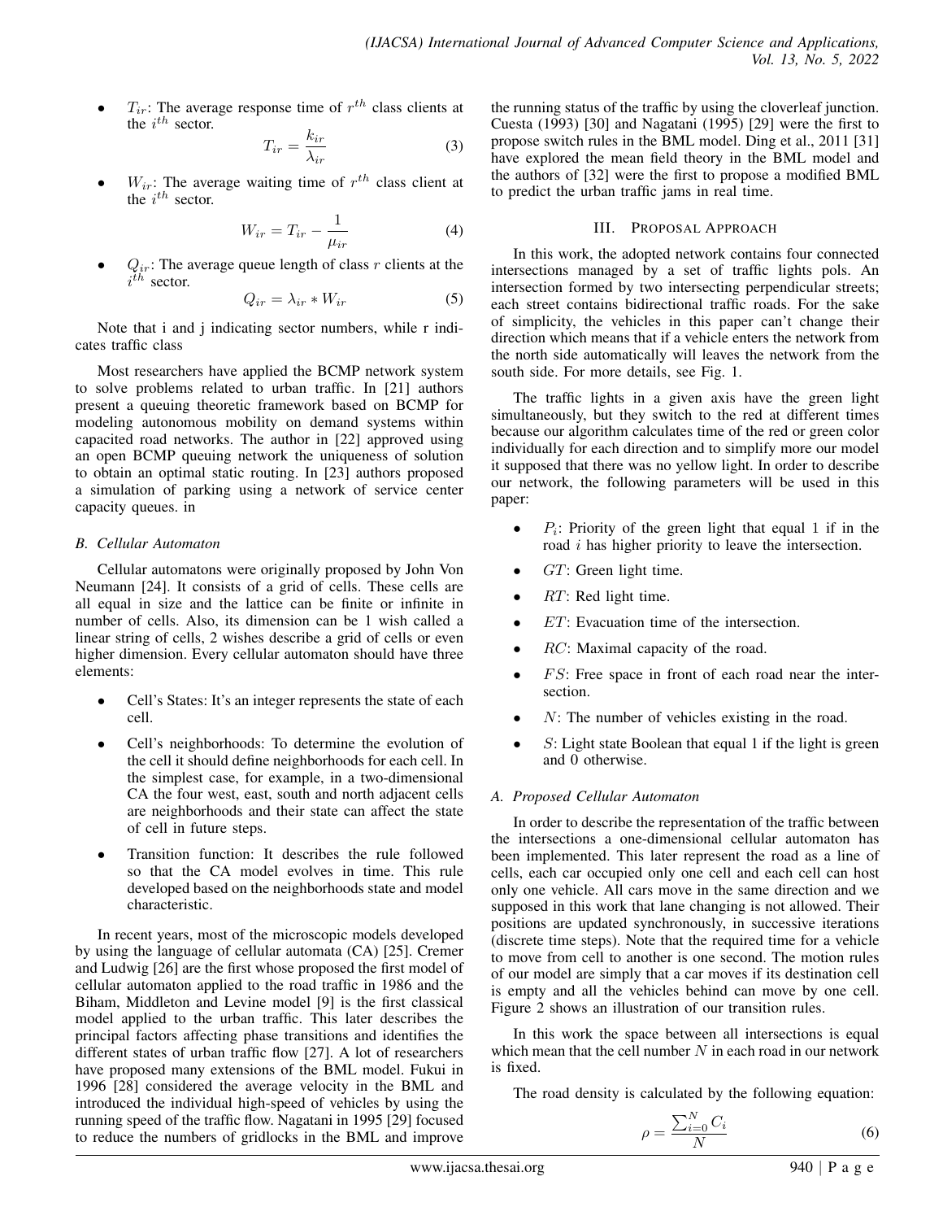- $T_{ir}$: The average response time of $r^{th}$ class clients at the $i^{th}$ sector.

$$T_{ir} = \frac{k_{ir}}{\lambda_{ir}} \tag{3}$$

- $W_{ir}$: The average waiting time of $r^{th}$ class client at the $i^{th}$ sector.

$$W_{ir} = T_{ir} - \frac{1}{\mu_{ir}} \tag{4}$$

- $Q_{ir}$: The average queue length of class $r$ clients at the $i^{th}$ sector.

$$Q_{ir} = \lambda_{ir} * W_{ir} \tag{5}$$

Note that i and j indicating sector numbers, while r indicates traffic class

Most researchers have applied the BCMP network system to solve problems related to urban traffic. In [21] authors present a queuing theoretic framework based on BCMP for modeling autonomous mobility on demand systems within capacited road networks. The author in [22] approved using an open BCMP queuing network the uniqueness of solution to obtain an optimal static routing. In [23] authors proposed a simulation of parking using a network of service center capacity queues. in

### B. Cellular Automaton

Cellular automatons were originally proposed by John Von Neumann [24]. It consists of a grid of cells. These cells are all equal in size and the lattice can be finite or infinite in number of cells. Also, its dimension can be 1 wish called a linear string of cells, 2 wishes describe a grid of cells or even higher dimension. Every cellular automaton should have three elements:

- Cell's States: It's an integer represents the state of each cell.
- Cell's neighborhoods: To determine the evolution of the cell it should define neighborhoods for each cell. In the simplest case, for example, in a two-dimensional CA the four west, east, south and north adjacent cells are neighborhoods and their state can affect the state of cell in future steps.
- Transition function: It describes the rule followed so that the CA model evolves in time. This rule developed based on the neighborhoods state and model characteristic.

In recent years, most of the microscopic models developed by using the language of cellular automata (CA) [25]. Cremer and Ludwig [26] are the first whose proposed the first model of cellular automaton applied to the road traffic in 1986 and the Biham, Middleton and Levine model [9] is the first classical model applied to the urban traffic. This later describes the principal factors affecting phase transitions and identifies the different states of urban traffic flow [27]. A lot of researchers have proposed many extensions of the BML model. Fukui in 1996 [28] considered the average velocity in the BML and introduced the individual high-speed of vehicles by using the running speed of the traffic flow. Nagatani in 1995 [29] focused to reduce the numbers of gridlocks in the BML and improve the running status of the traffic by using the cloverleaf junction. Cuesta (1993) [30] and Nagatani (1995) [29] were the first to propose switch rules in the BML model. Ding et al., 2011 [31] have explored the mean field theory in the BML model and the authors of [32] were the first to propose a modified BML to predict the urban traffic jams in real time.

## III. Proposal Approach

In this work, the adopted network contains four connected intersections managed by a set of traffic lights pols. An intersection formed by two intersecting perpendicular streets; each street contains bidirectional traffic roads. For the sake of simplicity, the vehicles in this paper can't change their direction which means that if a vehicle enters the network from the north side automatically will leaves the network from the south side. For more details, see Fig. 1.

The traffic lights in a given axis have the green light simultaneously, but they switch to the red at different times because our algorithm calculates time of the red or green color individually for each direction and to simplify more our model it supposed that there was no yellow light. In order to describe our network, the following parameters will be used in this paper:

- $P_i$: Priority of the green light that equal 1 if in the road $i$ has higher priority to leave the intersection.
- $GT$: Green light time.
- $RT$: Red light time.
- $ET$: Evacuation time of the intersection.
- $RC$: Maximal capacity of the road.
- $FS$: Free space in front of each road near the intersection.
- $N$: The number of vehicles existing in the road.
- $S$: Light state Boolean that equal 1 if the light is green and 0 otherwise.

### A. Proposed Cellular Automaton

In order to describe the representation of the traffic between the intersections a one-dimensional cellular automaton has been implemented. This later represent the road as a line of cells, each car occupied only one cell and each cell can host only one vehicle. All cars move in the same direction and we supposed in this work that lane changing is not allowed. Their positions are updated synchronously, in successive iterations (discrete time steps). Note that the required time for a vehicle to move from cell to another is one second. The motion rules of our model are simply that a car moves if its destination cell is empty and all the vehicles behind can move by one cell. Figure 2 shows an illustration of our transition rules.

In this work the space between all intersections is equal which mean that the cell number $N$ in each road in our network is fixed.

The road density is calculated by the following equation:

$$\rho = \frac{\sum_{i=0}^{N} C_i}{N} \tag{6}$$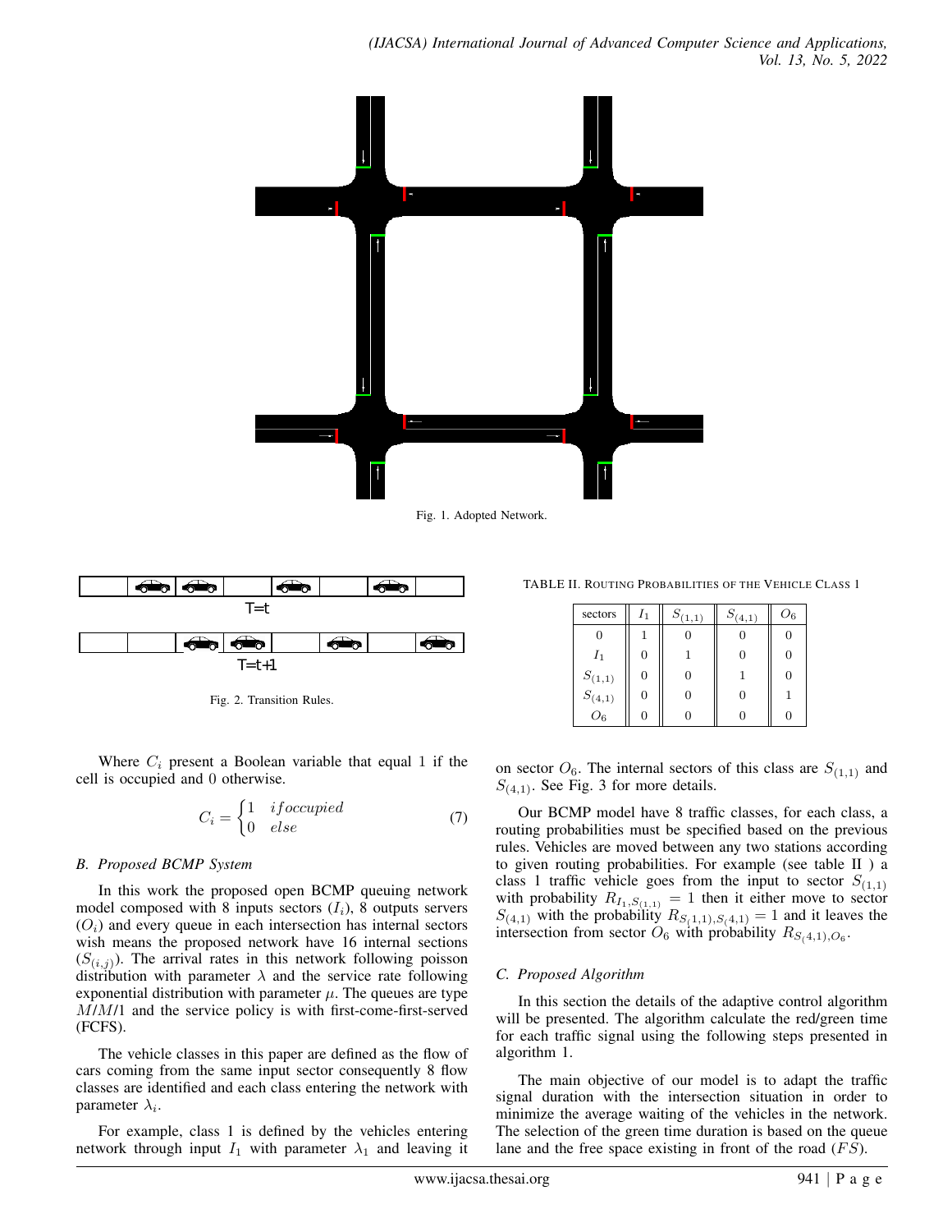Fig. 1. Adopted Network.

Fig. 2. Transition Rules.

Where $C_i$ present a Boolean variable that equal 1 if the cell is occupied and 0 otherwise.

$$C_i = \begin{cases} 1 & if occupied \\ 0 & else \end{cases} \tag{7}$$

### B. Proposed BCMP System

In this work the proposed open BCMP queuing network model composed with 8 inputs sectors ($I_i$), 8 outputs servers ($O_i$) and every queue in each intersection has internal sectors wish means the proposed network have 16 internal sections ($S_{(i,j)}$). The arrival rates in this network following poisson distribution with parameter $\lambda$ and the service rate following exponential distribution with parameter $\mu$. The queues are type $M/M/1$ and the service policy is with first-come-first-served (FCFS).

The vehicle classes in this paper are defined as the flow of cars coming from the same input sector consequently 8 flow classes are identified and each class entering the network with parameter $\lambda_i$.

For example, class 1 is defined by the vehicles entering network through input $I_1$ with parameter $\lambda_1$ and leaving it on sector $O_6$. The internal sectors of this class are $S_{(1,1)}$ and $S_{(4,1)}$. See Fig. 3 for more details.

TABLE II. Routing Probabilities of the Vehicle Class 1

| sectors | $I_1$ | $S_{(1,1)}$ | $S_{(4,1)}$ | $O_6$ |
|---|---|---|---|---|
| 0 | 1 | 0 | 0 | 0 |
| $I_1$ | 0 | 1 | 0 | 0 |
| $S_{(1,1)}$ | 0 | 0 | 1 | 0 |
| $S_{(4,1)}$ | 0 | 0 | 0 | 1 |
| $O_6$ | 0 | 0 | 0 | 0 |

Our BCMP model have 8 traffic classes, for each class, a routing probabilities must be specified based on the previous rules. Vehicles are moved between any two stations according to given routing probabilities. For example (see table II ) a class 1 traffic vehicle goes from the input to sector $S_{(1,1)}$ with probability $R_{I_1,S_{(1,1)}} = 1$ then it either move to sector $S_{(4,1)}$ with the probability $R_{S_(1,1),S_(4,1)} = 1$ and it leaves the intersection from sector $O_6$ with probability $R_{S_(4,1),O_6}$.

### C. Proposed Algorithm

In this section the details of the adaptive control algorithm will be presented. The algorithm calculate the red/green time for each traffic signal using the following steps presented in algorithm 1.

The main objective of our model is to adapt the traffic signal duration with the intersection situation in order to minimize the average waiting of the vehicles in the network. The selection of the green time duration is based on the queue lane and the free space existing in front of the road ($FS$).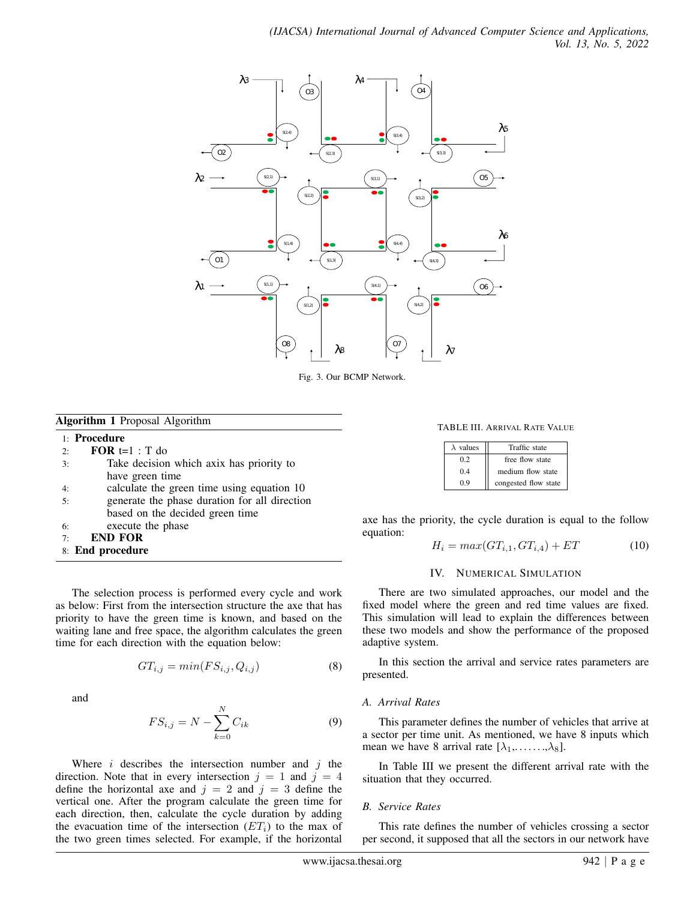Fig. 3. Our BCMP Network.

**Algorithm 1** Proposal Algorithm

1: **Procedure**
2: **FOR** t=1 : T do
3: Take decision which axix has priority to have green time
4: calculate the green time using equation 10
5: generate the phase duration for all direction based on the decided green time
6: execute the phase
7: **END FOR**
8: **End procedure**

The selection process is performed every cycle and work as below: First from the intersection structure the axe that has priority to have the green time is known, and based on the waiting lane and free space, the algorithm calculates the green time for each direction with the equation below:

$$GT_{i,j} = min(FS_{i,j}, Q_{i,j}) \tag{8}$$

and

$$FS_{i,j} = N - \sum_{k=0}^{N} C_{ik} \tag{9}$$

Where $i$ describes the intersection number and $j$ the direction. Note that in every intersection $j = 1$ and $j = 4$ define the horizontal axe and $j = 2$ and $j = 3$ define the vertical one. After the program calculate the green time for each direction, then, calculate the cycle duration by adding the evacuation time of the intersection ($ET_i$) to the max of the two green times selected. For example, if the horizontal axe has the priority, the cycle duration is equal to the follow equation:

$$H_i = max(GT_{i,1}, GT_{i,4}) + ET \tag{10}$$

## IV. Numerical Simulation

There are two simulated approaches, our model and the fixed model where the green and red time values are fixed. This simulation will lead to explain the differences between these two models and show the performance of the proposed adaptive system.

In this section the arrival and service rates parameters are presented.

### A. Arrival Rates

This parameter defines the number of vehicles that arrive at a sector per time unit. As mentioned, we have 8 inputs which mean we have 8 arrival rate [$\lambda_1$,.......,$\lambda_8$].

In Table III we present the different arrival rate with the situation that they occurred.

TABLE III. Arrival Rate Value

| $\lambda$ values | Traffic state |
|---|---|
| 0.2 | free flow state |
| 0.4 | medium flow state |
| 0.9 | congested flow state |

### B. Service Rates

This rate defines the number of vehicles crossing a sector per second, it supposed that all the sectors in our network have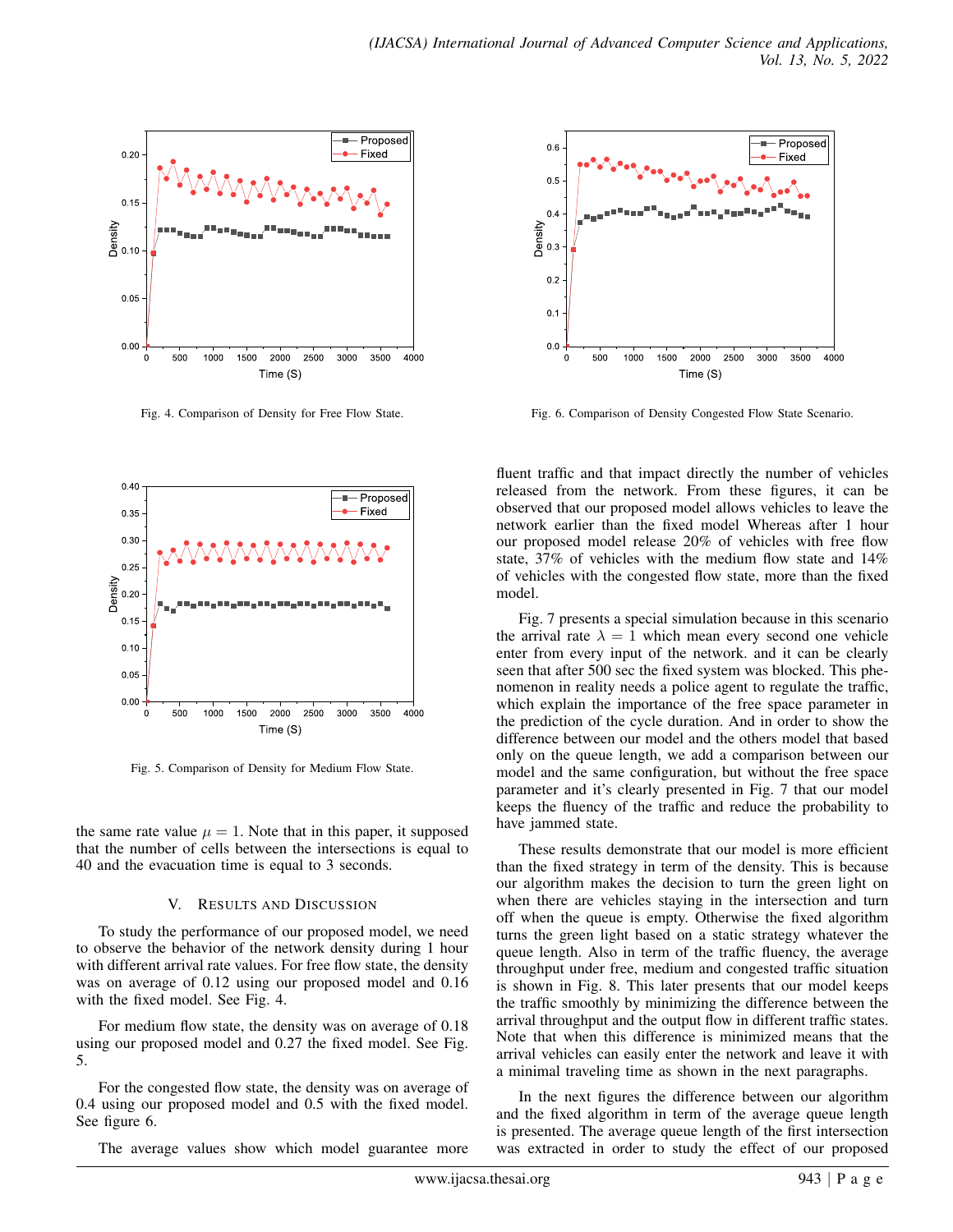Fig. 4. Comparison of Density for Free Flow State.

Fig. 5. Comparison of Density for Medium Flow State.

the same rate value $\mu = 1$. Note that in this paper, it supposed that the number of cells between the intersections is equal to 40 and the evacuation time is equal to 3 seconds.

## V. Results and Discussion

To study the performance of our proposed model, we need to observe the behavior of the network density during 1 hour with different arrival rate values. For free flow state, the density was on average of 0.12 using our proposed model and 0.16 with the fixed model. See Fig. 4.

For medium flow state, the density was on average of 0.18 using our proposed model and 0.27 the fixed model. See Fig. 5.

For the congested flow state, the density was on average of 0.4 using our proposed model and 0.5 with the fixed model. See figure 6.

The average values show which model guarantee more fluent traffic and that impact directly the number of vehicles released from the network. From these figures, it can be observed that our proposed model allows vehicles to leave the network earlier than the fixed model Whereas after 1 hour our proposed model release 20% of vehicles with free flow state, 37% of vehicles with the medium flow state and 14% of vehicles with the congested flow state, more than the fixed model.

Fig. 6. Comparison of Density Congested Flow State Scenario.

Fig. 7 presents a special simulation because in this scenario the arrival rate $\lambda = 1$ which mean every second one vehicle enter from every input of the network. and it can be clearly seen that after 500 sec the fixed system was blocked. This phenomenon in reality needs a police agent to regulate the traffic, which explain the importance of the free space parameter in the prediction of the cycle duration. And in order to show the difference between our model and the others model that based only on the queue length, we add a comparison between our model and the same configuration, but without the free space parameter and it's clearly presented in Fig. 7 that our model keeps the fluency of the traffic and reduce the probability to have jammed state.

These results demonstrate that our model is more efficient than the fixed strategy in term of the density. This is because our algorithm makes the decision to turn the green light on when there are vehicles staying in the intersection and turn off when the queue is empty. Otherwise the fixed algorithm turns the green light based on a static strategy whatever the queue length. Also in term of the traffic fluency, the average throughput under free, medium and congested traffic situation is shown in Fig. 8. This later presents that our model keeps the traffic smoothly by minimizing the difference between the arrival throughput and the output flow in different traffic states. Note that when this difference is minimized means that the arrival vehicles can easily enter the network and leave it with a minimal traveling time as shown in the next paragraphs.

In the next figures the difference between our algorithm and the fixed algorithm in term of the average queue length is presented. The average queue length of the first intersection was extracted in order to study the effect of our proposed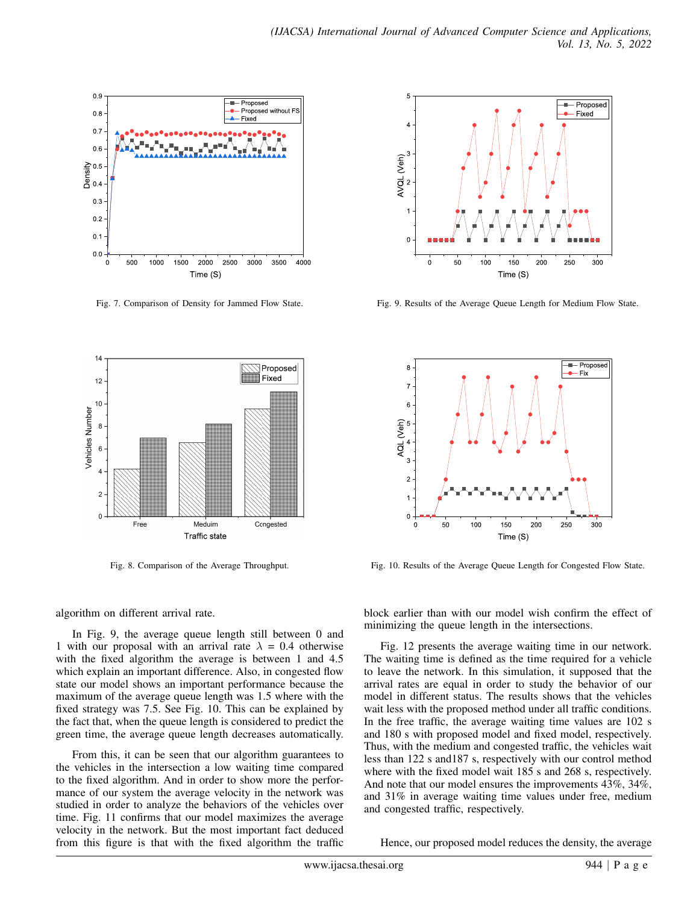Fig. 7. Comparison of Density for Jammed Flow State.

Fig. 9. Results of the Average Queue Length for Medium Flow State.

Fig. 8. Comparison of the Average Throughput.

Fig. 10. Results of the Average Queue Length for Congested Flow State.

algorithm on different arrival rate.

In Fig. 9, the average queue length still between 0 and 1 with our proposal with an arrival rate $\lambda$ = 0.4 otherwise with the fixed algorithm the average is between 1 and 4.5 which explain an important difference. Also, in congested flow state our model shows an important performance because the maximum of the average queue length was 1.5 where with the fixed strategy was 7.5. See Fig. 10. This can be explained by the fact that, when the queue length is considered to predict the green time, the average queue length decreases automatically.

From this, it can be seen that our algorithm guarantees to the vehicles in the intersection a low waiting time compared to the fixed algorithm. And in order to show more the performance of our system the average velocity in the network was studied in order to analyze the behaviors of the vehicles over time. Fig. 11 confirms that our model maximizes the average velocity in the network. But the most important fact deduced from this figure is that with the fixed algorithm the traffic block earlier than with our model wish confirm the effect of minimizing the queue length in the intersections.

Fig. 12 presents the average waiting time in our network. The waiting time is defined as the time required for a vehicle to leave the network. In this simulation, it supposed that the arrival rates are equal in order to study the behavior of our model in different status. The results shows that the vehicles wait less with the proposed method under all traffic conditions. In the free traffic, the average waiting time values are 102 s and 180 s with proposed model and fixed model, respectively. Thus, with the medium and congested traffic, the vehicles wait less than 122 s and187 s, respectively with our control method where with the fixed model wait 185 s and 268 s, respectively. And note that our model ensures the improvements 43%, 34%, and 31% in average waiting time values under free, medium and congested traffic, respectively.

Hence, our proposed model reduces the density, the average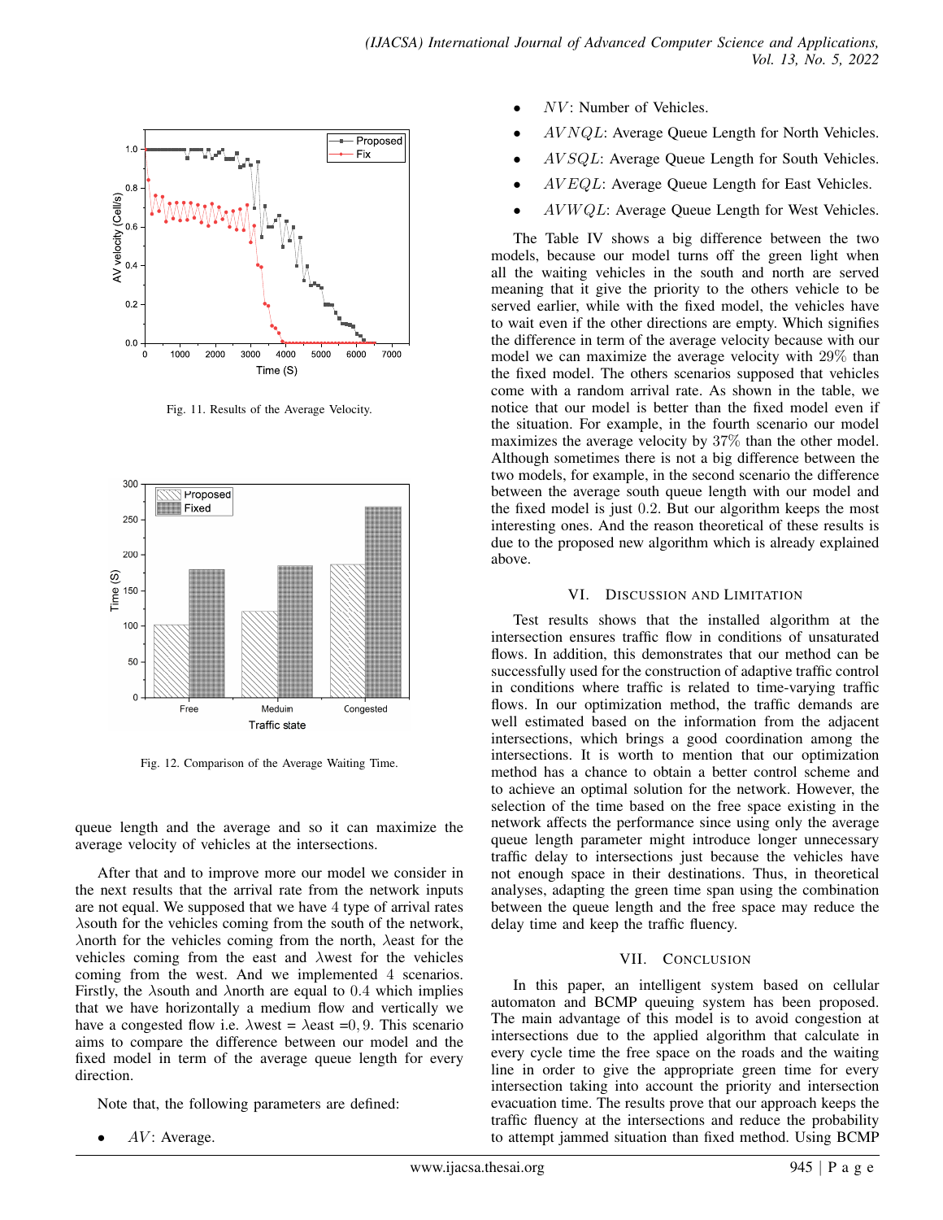Fig. 11. Results of the Average Velocity.

Fig. 12. Comparison of the Average Waiting Time.

queue length and the average and so it can maximize the average velocity of vehicles at the intersections.

After that and to improve more our model we consider in the next results that the arrival rate from the network inputs are not equal. We supposed that we have 4 type of arrival rates $\lambda$south for the vehicles coming from the south of the network, $\lambda$north for the vehicles coming from the north, $\lambda$east for the vehicles coming from the east and $\lambda$west for the vehicles coming from the west. And we implemented 4 scenarios. Firstly, the $\lambda$south and $\lambda$north are equal to $0.4$ which implies that we have horizontally a medium flow and vertically we have a congested flow i.e. $\lambda$west = $\lambda$east $=0,9$. This scenario aims to compare the difference between our model and the fixed model in term of the average queue length for every direction.

Note that, the following parameters are defined:

- $AV$: Average.
- $NV$: Number of Vehicles.
- $AVNQL$: Average Queue Length for North Vehicles.
- $AVSQL$: Average Queue Length for South Vehicles.
- $AVEQL$: Average Queue Length for East Vehicles.
- $AVWQL$: Average Queue Length for West Vehicles.

The Table IV shows a big difference between the two models, because our model turns off the green light when all the waiting vehicles in the south and north are served meaning that it give the priority to the others vehicle to be served earlier, while with the fixed model, the vehicles have to wait even if the other directions are empty. Which signifies the difference in term of the average velocity because with our model we can maximize the average velocity with 29% than the fixed model. The others scenarios supposed that vehicles come with a random arrival rate. As shown in the table, we notice that our model is better than the fixed model even if the situation. For example, in the fourth scenario our model maximizes the average velocity by 37% than the other model. Although sometimes there is not a big difference between the two models, for example, in the second scenario the difference between the average south queue length with our model and the fixed model is just 0.2. But our algorithm keeps the most interesting ones. And the reason theoretical of these results is due to the proposed new algorithm which is already explained above.

## VI. Discussion and Limitation

Test results shows that the installed algorithm at the intersection ensures traffic flow in conditions of unsaturated flows. In addition, this demonstrates that our method can be successfully used for the construction of adaptive traffic control in conditions where traffic is related to time-varying traffic flows. In our optimization method, the traffic demands are well estimated based on the information from the adjacent intersections, which brings a good coordination among the intersections. It is worth to mention that our optimization method has a chance to obtain a better control scheme and to achieve an optimal solution for the network. However, the selection of the time based on the free space existing in the network affects the performance since using only the average queue length parameter might introduce longer unnecessary traffic delay to intersections just because the vehicles have not enough space in their destinations. Thus, in theoretical analyses, adapting the green time span using the combination between the queue length and the free space may reduce the delay time and keep the traffic fluency.

## VII. Conclusion

In this paper, an intelligent system based on cellular automaton and BCMP queuing system has been proposed. The main advantage of this model is to avoid congestion at intersections due to the applied algorithm that calculate in every cycle time the free space on the roads and the waiting line in order to give the appropriate green time for every intersection taking into account the priority and intersection evacuation time. The results prove that our approach keeps the traffic fluency at the intersections and reduce the probability to attempt jammed situation than fixed method. Using BCMP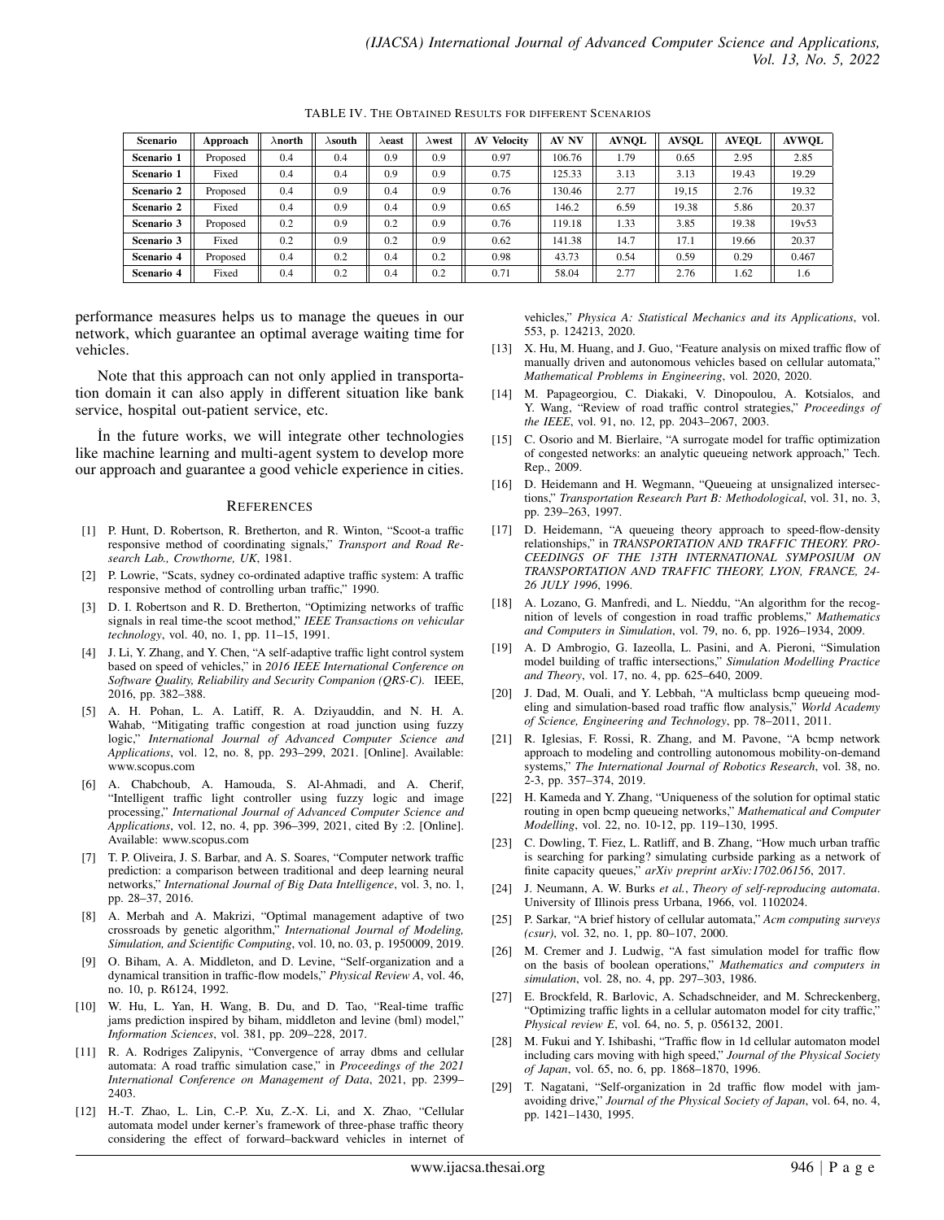TABLE IV. THE OBTAINED RESULTS FOR DIFFERENT SCENARIOS

| Scenario | Approach | λnorth | λsouth | λeast | λwest | AV Velocity | AV NV | AVNQL | AVSQL | AVEQL | AVWQL |
|---|---|---|---|---|---|---|---|---|---|---|---|
| **Scenario 1** | Proposed | 0.4 | 0.4 | 0.9 | 0.9 | 0.97 | 106.76 | 1.79 | 0.65 | 2.95 | 2.85 |
| **Scenario 1** | Fixed | 0.4 | 0.4 | 0.9 | 0.9 | 0.75 | 125.33 | 3.13 | 3.13 | 19.43 | 19.29 |
| **Scenario 2** | Proposed | 0.4 | 0.9 | 0.4 | 0.9 | 0.76 | 130.46 | 2.77 | 19,15 | 2.76 | 19.32 |
| **Scenario 2** | Fixed | 0.4 | 0.9 | 0.4 | 0.9 | 0.65 | 146.2 | 6.59 | 19.38 | 5.86 | 20.37 |
| **Scenario 3** | Proposed | 0.2 | 0.9 | 0.2 | 0.9 | 0.76 | 119.18 | 1.33 | 3.85 | 19.38 | 19v53 |
| **Scenario 3** | Fixed | 0.2 | 0.9 | 0.2 | 0.9 | 0.62 | 141.38 | 14.7 | 17.1 | 19.66 | 20.37 |
| **Scenario 4** | Proposed | 0.4 | 0.2 | 0.4 | 0.2 | 0.98 | 43.73 | 0.54 | 0.59 | 0.29 | 0.467 |
| **Scenario 4** | Fixed | 0.4 | 0.2 | 0.4 | 0.2 | 0.71 | 58.04 | 2.77 | 2.76 | 1.62 | 1.6 |

performance measures helps us to manage the queues in our network, which guarantee an optimal average waiting time for vehicles.

Note that this approach can not only applied in transportation domain it can also apply in different situation like bank service, hospital out-patient service, etc.

İn the future works, we will integrate other technologies like machine learning and multi-agent system to develop more our approach and guarantee a good vehicle experience in cities.

## REFERENCES

[1] P. Hunt, D. Robertson, R. Bretherton, and R. Winton, "Scoot-a traffic responsive method of coordinating signals," *Transport and Road Research Lab., Crowthorne, UK*, 1981.

[2] P. Lowrie, "Scats, sydney co-ordinated adaptive traffic system: A traffic responsive method of controlling urban traffic," 1990.

[3] D. I. Robertson and R. D. Bretherton, "Optimizing networks of traffic signals in real time-the scoot method," *IEEE Transactions on vehicular technology*, vol. 40, no. 1, pp. 11–15, 1991.

[4] J. Li, Y. Zhang, and Y. Chen, "A self-adaptive traffic light control system based on speed of vehicles," in *2016 IEEE International Conference on Software Quality, Reliability and Security Companion (QRS-C)*. IEEE, 2016, pp. 382–388.

[5] A. H. Pohan, L. A. Latiff, R. A. Dziyauddin, and N. H. A. Wahab, "Mitigating traffic congestion at road junction using fuzzy logic," *International Journal of Advanced Computer Science and Applications*, vol. 12, no. 8, pp. 293–299, 2021. [Online]. Available: www.scopus.com

[6] A. Chabchoub, A. Hamouda, S. Al-Ahmadi, and A. Cherif, "Intelligent traffic light controller using fuzzy logic and image processing," *International Journal of Advanced Computer Science and Applications*, vol. 12, no. 4, pp. 396–399, 2021, cited By :2. [Online]. Available: www.scopus.com

[7] T. P. Oliveira, J. S. Barbar, and A. S. Soares, "Computer network traffic prediction: a comparison between traditional and deep learning neural networks," *International Journal of Big Data Intelligence*, vol. 3, no. 1, pp. 28–37, 2016.

[8] A. Merbah and A. Makrizi, "Optimal management adaptive of two crossroads by genetic algorithm," *International Journal of Modeling, Simulation, and Scientific Computing*, vol. 10, no. 03, p. 1950009, 2019.

[9] O. Biham, A. A. Middleton, and D. Levine, "Self-organization and a dynamical transition in traffic-flow models," *Physical Review A*, vol. 46, no. 10, p. R6124, 1992.

[10] W. Hu, L. Yan, H. Wang, B. Du, and D. Tao, "Real-time traffic jams prediction inspired by biham, middleton and levine (bml) model," *Information Sciences*, vol. 381, pp. 209–228, 2017.

[11] R. A. Rodriges Zalipynis, "Convergence of array dbms and cellular automata: A road traffic simulation case," in *Proceedings of the 2021 International Conference on Management of Data*, 2021, pp. 2399–2403.

[12] H.-T. Zhao, L. Lin, C.-P. Xu, Z.-X. Li, and X. Zhao, "Cellular automata model under kerner's framework of three-phase traffic theory considering the effect of forward–backward vehicles in internet of vehicles," *Physica A: Statistical Mechanics and its Applications*, vol. 553, p. 124213, 2020.

[13] X. Hu, M. Huang, and J. Guo, "Feature analysis on mixed traffic flow of manually driven and autonomous vehicles based on cellular automata," *Mathematical Problems in Engineering*, vol. 2020, 2020.

[14] M. Papageorgiou, C. Diakaki, V. Dinopoulou, A. Kotsialos, and Y. Wang, "Review of road traffic control strategies," *Proceedings of the IEEE*, vol. 91, no. 12, pp. 2043–2067, 2003.

[15] C. Osorio and M. Bierlaire, "A surrogate model for traffic optimization of congested networks: an analytic queueing network approach," Tech. Rep., 2009.

[16] D. Heidemann and H. Wegmann, "Queueing at unsignalized intersections," *Transportation Research Part B: Methodological*, vol. 31, no. 3, pp. 239–263, 1997.

[17] D. Heidemann, "A queueing theory approach to speed-flow-density relationships," in *TRANSPORTATION AND TRAFFIC THEORY. PROCEEDINGS OF THE 13TH INTERNATIONAL SYMPOSIUM ON TRANSPORTATION AND TRAFFIC THEORY, LYON, FRANCE, 24-26 JULY 1996*, 1996.

[18] A. Lozano, G. Manfredi, and L. Nieddu, "An algorithm for the recognition of levels of congestion in road traffic problems," *Mathematics and Computers in Simulation*, vol. 79, no. 6, pp. 1926–1934, 2009.

[19] A. D Ambrogio, G. Iazeolla, L. Pasini, and A. Pieroni, "Simulation model building of traffic intersections," *Simulation Modelling Practice and Theory*, vol. 17, no. 4, pp. 625–640, 2009.

[20] J. Dad, M. Ouali, and Y. Lebbah, "A multiclass bcmp queueing modeling and simulation-based road traffic flow analysis," *World Academy of Science, Engineering and Technology*, pp. 78–2011, 2011.

[21] R. Iglesias, F. Rossi, R. Zhang, and M. Pavone, "A bcmp network approach to modeling and controlling autonomous mobility-on-demand systems," *The International Journal of Robotics Research*, vol. 38, no. 2-3, pp. 357–374, 2019.

[22] H. Kameda and Y. Zhang, "Uniqueness of the solution for optimal static routing in open bcmp queueing networks," *Mathematical and Computer Modelling*, vol. 22, no. 10-12, pp. 119–130, 1995.

[23] C. Dowling, T. Fiez, L. Ratliff, and B. Zhang, "How much urban traffic is searching for parking? simulating curbside parking as a network of finite capacity queues," *arXiv preprint arXiv:1702.06156*, 2017.

[24] J. Neumann, A. W. Burks *et al.*, *Theory of self-reproducing automata*. University of Illinois press Urbana, 1966, vol. 1102024.

[25] P. Sarkar, "A brief history of cellular automata," *Acm computing surveys (csur)*, vol. 32, no. 1, pp. 80–107, 2000.

[26] M. Cremer and J. Ludwig, "A fast simulation model for traffic flow on the basis of boolean operations," *Mathematics and computers in simulation*, vol. 28, no. 4, pp. 297–303, 1986.

[27] E. Brockfeld, R. Barlovic, A. Schadschneider, and M. Schreckenberg, "Optimizing traffic lights in a cellular automaton model for city traffic," *Physical review E*, vol. 64, no. 5, p. 056132, 2001.

[28] M. Fukui and Y. Ishibashi, "Traffic flow in 1d cellular automaton model including cars moving with high speed," *Journal of the Physical Society of Japan*, vol. 65, no. 6, pp. 1868–1870, 1996.

[29] T. Nagatani, "Self-organization in 2d traffic flow model with jam-avoiding drive," *Journal of the Physical Society of Japan*, vol. 64, no. 4, pp. 1421–1430, 1995.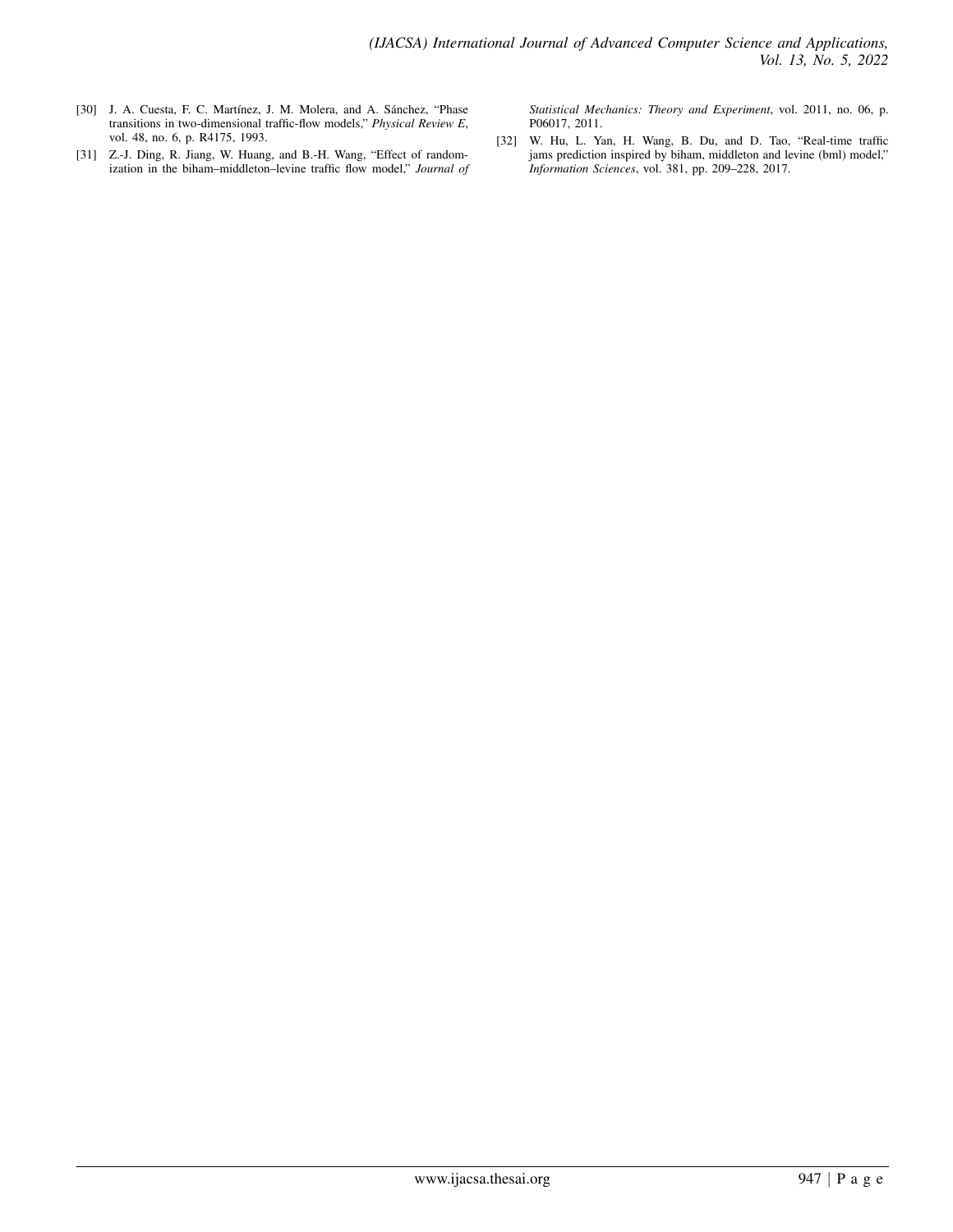[30] J. A. Cuesta, F. C. Martínez, J. M. Molera, and A. Sánchez, "Phase transitions in two-dimensional traffic-flow models," *Physical Review E*, vol. 48, no. 6, p. R4175, 1993.

[31] Z.-J. Ding, R. Jiang, W. Huang, and B.-H. Wang, "Effect of randomization in the biham–middleton–levine traffic flow model," *Journal of Statistical Mechanics: Theory and Experiment*, vol. 2011, no. 06, p. P06017, 2011.

[32] W. Hu, L. Yan, H. Wang, B. Du, and D. Tao, "Real-time traffic jams prediction inspired by biham, middleton and levine (bml) model," *Information Sciences*, vol. 381, pp. 209–228, 2017.